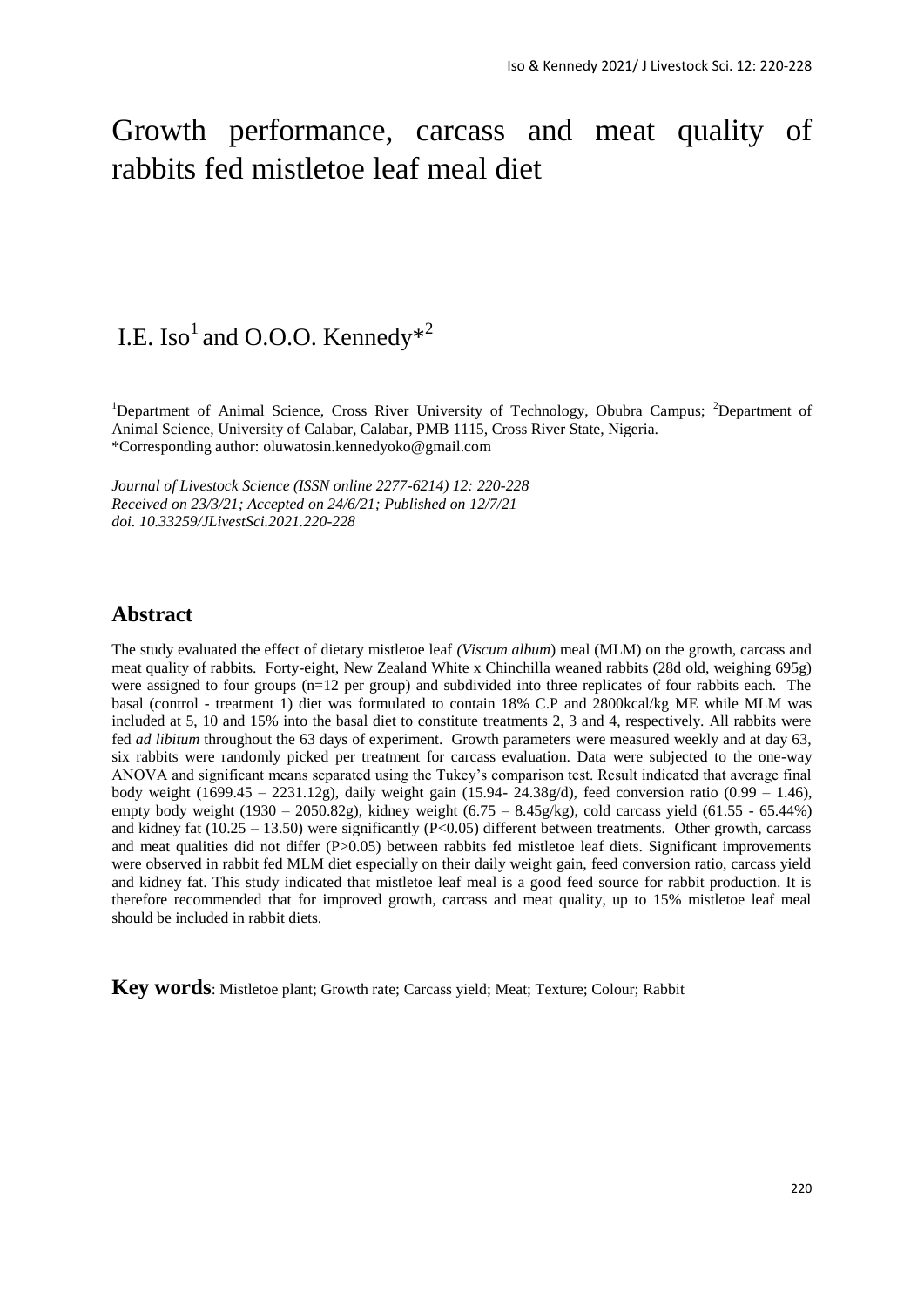# Growth performance, carcass and meat quality of rabbits fed mistletoe leaf meal diet

I.E. Iso[1] and O.O.O. Kennedy*[2]

[1]Department of Animal Science, Cross River University of Technology, Obubra Campus; [2]Department of Animal Science, University of Calabar, Calabar, PMB 1115, Cross River State, Nigeria.
*Corresponding author: oluwatosin.kennedyoko@gmail.com

*Journal of Livestock Science (ISSN online 2277-6214) 12: 220-228*
*Received on 23/3/21; Accepted on 24/6/21; Published on 12/7/21*
*doi. 10.33259/JLivestSci.2021.220-228*

## Abstract

The study evaluated the effect of dietary mistletoe leaf *(Viscum album*) meal (MLM) on the growth, carcass and meat quality of rabbits. Forty-eight, New Zealand White x Chinchilla weaned rabbits (28d old, weighing 695g) were assigned to four groups (n=12 per group) and subdivided into three replicates of four rabbits each. The basal (control - treatment 1) diet was formulated to contain 18% C.P and 2800kcal/kg ME while MLM was included at 5, 10 and 15% into the basal diet to constitute treatments 2, 3 and 4, respectively. All rabbits were fed *ad libitum* throughout the 63 days of experiment. Growth parameters were measured weekly and at day 63, six rabbits were randomly picked per treatment for carcass evaluation. Data were subjected to the one-way ANOVA and significant means separated using the Tukey's comparison test. Result indicated that average final body weight (1699.45 – 2231.12g), daily weight gain (15.94- 24.38g/d), feed conversion ratio (0.99 – 1.46), empty body weight (1930 – 2050.82g), kidney weight (6.75 – 8.45g/kg), cold carcass yield (61.55 - 65.44%) and kidney fat (10.25 – 13.50) were significantly ($P<0.05$) different between treatments. Other growth, carcass and meat qualities did not differ ($P>0.05$) between rabbits fed mistletoe leaf diets. Significant improvements were observed in rabbit fed MLM diet especially on their daily weight gain, feed conversion ratio, carcass yield and kidney fat. This study indicated that mistletoe leaf meal is a good feed source for rabbit production. It is therefore recommended that for improved growth, carcass and meat quality, up to 15% mistletoe leaf meal should be included in rabbit diets.

**Key words**: Mistletoe plant; Growth rate; Carcass yield; Meat; Texture; Colour; Rabbit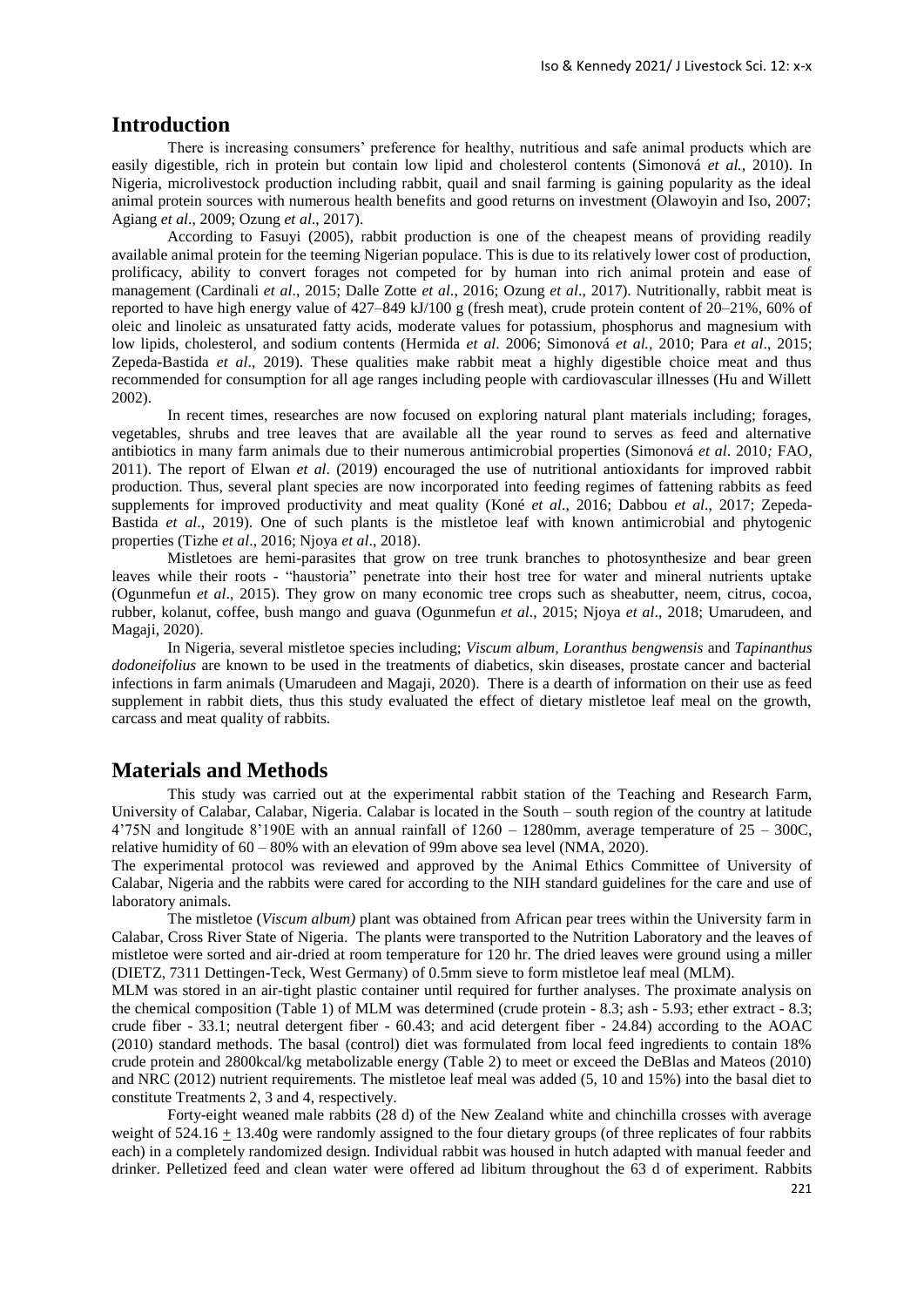## Introduction

There is increasing consumers' preference for healthy, nutritious and safe animal products which are easily digestible, rich in protein but contain low lipid and cholesterol contents (Simonová *et al.,* 2010). In Nigeria, microlivestock production including rabbit, quail and snail farming is gaining popularity as the ideal animal protein sources with numerous health benefits and good returns on investment (Olawoyin and Iso, 2007; Agiang *et al*., 2009; Ozung *et al*., 2017).

According to Fasuyi (2005), rabbit production is one of the cheapest means of providing readily available animal protein for the teeming Nigerian populace. This is due to its relatively lower cost of production, prolificacy, ability to convert forages not competed for by human into rich animal protein and ease of management (Cardinali *et al*., 2015; Dalle Zotte *et al*., 2016; Ozung *et al*., 2017). Nutritionally, rabbit meat is reported to have high energy value of 427–849 kJ/100 g (fresh meat), crude protein content of 20–21%, 60% of oleic and linoleic as unsaturated fatty acids, moderate values for potassium, phosphorus and magnesium with low lipids, cholesterol, and sodium contents (Hermida *et al*. 2006; Simonová *et al.,* 2010; Para *et al*., 2015; Zepeda-Bastida *et al*., 2019). These qualities make rabbit meat a highly digestible choice meat and thus recommended for consumption for all age ranges including people with cardiovascular illnesses (Hu and Willett 2002).

In recent times, researches are now focused on exploring natural plant materials including; forages, vegetables, shrubs and tree leaves that are available all the year round to serves as feed and alternative antibiotics in many farm animals due to their numerous antimicrobial properties (Simonová *et al*. 2010*;* FAO, 2011). The report of Elwan *et al*. (2019) encouraged the use of nutritional antioxidants for improved rabbit production. Thus, several plant species are now incorporated into feeding regimes of fattening rabbits as feed supplements for improved productivity and meat quality (Koné *et al*., 2016; Dabbou *et al*., 2017; Zepeda-Bastida *et al*., 2019). One of such plants is the mistletoe leaf with known antimicrobial and phytogenic properties (Tizhe *et al*., 2016; Njoya *et al*., 2018).

Mistletoes are hemi-parasites that grow on tree trunk branches to photosynthesize and bear green leaves while their roots - "haustoria" penetrate into their host tree for water and mineral nutrients uptake (Ogunmefun *et al*., 2015). They grow on many economic tree crops such as sheabutter, neem, citrus, cocoa, rubber, kolanut, coffee, bush mango and guava (Ogunmefun *et al*., 2015; Njoya *et al*., 2018; Umarudeen, and Magaji, 2020).

In Nigeria, several mistletoe species including; *Viscum album, Loranthus bengwensis* and *Tapinanthus dodoneifolius* are known to be used in the treatments of diabetics, skin diseases, prostate cancer and bacterial infections in farm animals (Umarudeen and Magaji, 2020). There is a dearth of information on their use as feed supplement in rabbit diets, thus this study evaluated the effect of dietary mistletoe leaf meal on the growth, carcass and meat quality of rabbits.

## Materials and Methods

This study was carried out at the experimental rabbit station of the Teaching and Research Farm, University of Calabar, Calabar, Nigeria. Calabar is located in the South – south region of the country at latitude 4'75N and longitude 8'190E with an annual rainfall of 1260 – 1280mm, average temperature of 25 – 300C, relative humidity of 60 – 80% with an elevation of 99m above sea level (NMA, 2020).

The experimental protocol was reviewed and approved by the Animal Ethics Committee of University of Calabar, Nigeria and the rabbits were cared for according to the NIH standard guidelines for the care and use of laboratory animals.

The mistletoe (*Viscum album)* plant was obtained from African pear trees within the University farm in Calabar, Cross River State of Nigeria. The plants were transported to the Nutrition Laboratory and the leaves of mistletoe were sorted and air-dried at room temperature for 120 hr. The dried leaves were ground using a miller (DIETZ, 7311 Dettingen-Teck, West Germany) of 0.5mm sieve to form mistletoe leaf meal (MLM).

MLM was stored in an air-tight plastic container until required for further analyses. The proximate analysis on the chemical composition (Table 1) of MLM was determined (crude protein - 8.3; ash - 5.93; ether extract - 8.3; crude fiber - 33.1; neutral detergent fiber - 60.43; and acid detergent fiber - 24.84) according to the AOAC (2010) standard methods. The basal (control) diet was formulated from local feed ingredients to contain 18% crude protein and 2800kcal/kg metabolizable energy (Table 2) to meet or exceed the DeBlas and Mateos (2010) and NRC (2012) nutrient requirements. The mistletoe leaf meal was added (5, 10 and 15%) into the basal diet to constitute Treatments 2, 3 and 4, respectively.

Forty-eight weaned male rabbits (28 d) of the New Zealand white and chinchilla crosses with average weight of 524.16 $\pm$ 13.40g were randomly assigned to the four dietary groups (of three replicates of four rabbits each) in a completely randomized design. Individual rabbit was housed in hutch adapted with manual feeder and drinker. Pelletized feed and clean water were offered ad libitum throughout the 63 d of experiment. Rabbits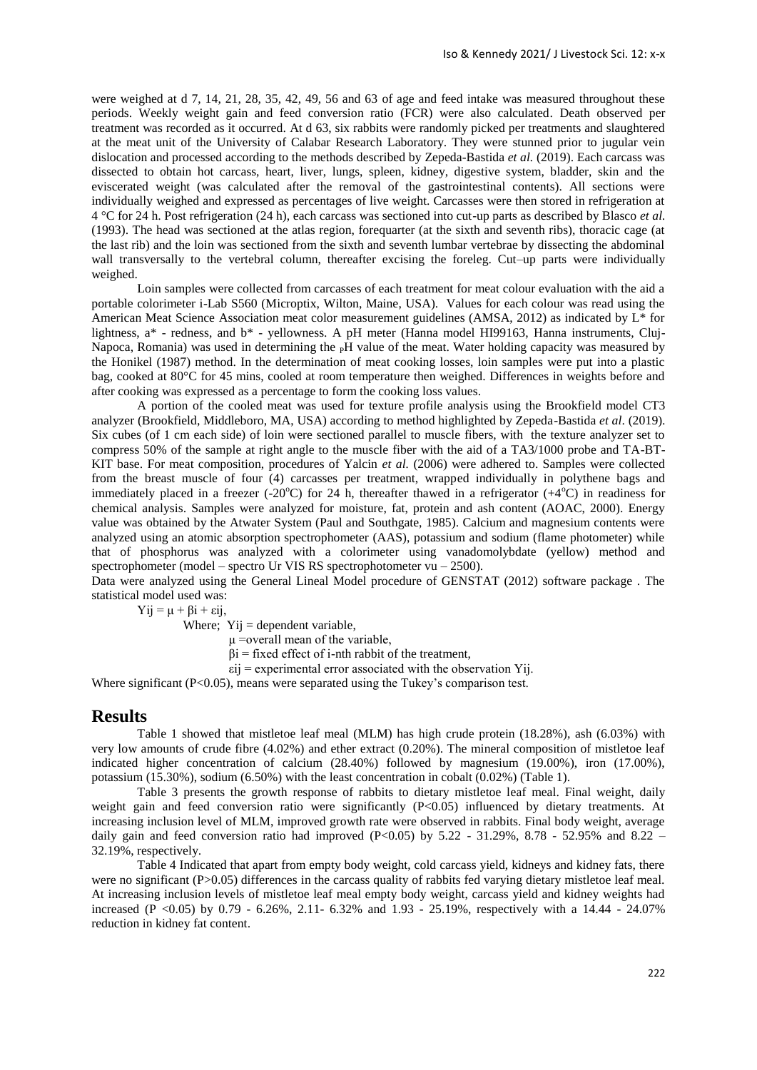were weighed at d 7, 14, 21, 28, 35, 42, 49, 56 and 63 of age and feed intake was measured throughout these periods. Weekly weight gain and feed conversion ratio (FCR) were also calculated. Death observed per treatment was recorded as it occurred. At d 63, six rabbits were randomly picked per treatments and slaughtered at the meat unit of the University of Calabar Research Laboratory. They were stunned prior to jugular vein dislocation and processed according to the methods described by Zepeda-Bastida *et al.* (2019). Each carcass was dissected to obtain hot carcass, heart, liver, lungs, spleen, kidney, digestive system, bladder, skin and the eviscerated weight (was calculated after the removal of the gastrointestinal contents). All sections were individually weighed and expressed as percentages of live weight. Carcasses were then stored in refrigeration at 4 °C for 24 h. Post refrigeration (24 h), each carcass was sectioned into cut-up parts as described by Blasco *et al.* (1993). The head was sectioned at the atlas region, forequarter (at the sixth and seventh ribs), thoracic cage (at the last rib) and the loin was sectioned from the sixth and seventh lumbar vertebrae by dissecting the abdominal wall transversally to the vertebral column, thereafter excising the foreleg. Cut–up parts were individually weighed.

Loin samples were collected from carcasses of each treatment for meat colour evaluation with the aid a portable colorimeter i-Lab S560 (Microptix, Wilton, Maine, USA). Values for each colour was read using the American Meat Science Association meat color measurement guidelines (AMSA, 2012) as indicated by L* for lightness, a* - redness, and b* - yellowness. A pH meter (Hanna model HI99163, Hanna instruments, Cluj-Napoca, Romania) was used in determining the pH value of the meat. Water holding capacity was measured by the Honikel (1987) method. In the determination of meat cooking losses, loin samples were put into a plastic bag, cooked at 80°C for 45 mins, cooled at room temperature then weighed. Differences in weights before and after cooking was expressed as a percentage to form the cooking loss values.

A portion of the cooled meat was used for texture profile analysis using the Brookfield model CT3 analyzer (Brookfield, Middleboro, MA, USA) according to method highlighted by Zepeda-Bastida *et al.* (2019). Six cubes (of 1 cm each side) of loin were sectioned parallel to muscle fibers, with the texture analyzer set to compress 50% of the sample at right angle to the muscle fiber with the aid of a TA3/1000 probe and TA-BT-KIT base. For meat composition, procedures of Yalcin *et al.* (2006) were adhered to. Samples were collected from the breast muscle of four (4) carcasses per treatment, wrapped individually in polythene bags and immediately placed in a freezer (-20°C) for 24 h, thereafter thawed in a refrigerator (+4°C) in readiness for chemical analysis. Samples were analyzed for moisture, fat, protein and ash content (AOAC, 2000). Energy value was obtained by the Atwater System (Paul and Southgate, 1985). Calcium and magnesium contents were analyzed using an atomic absorption spectrophometer (AAS), potassium and sodium (flame photometer) while that of phosphorus was analyzed with a colorimeter using vanadomolybdate (yellow) method and spectrophometer (model – spectro Ur VIS RS spectrophotometer vu – 2500).

Data were analyzed using the General Lineal Model procedure of GENSTAT (2012) software package . The statistical model used was:

$$Y_{ij} = \mu + \beta_i + \varepsilon_{ij},$$

Where; $Y_{ij}$ = dependent variable,

$\mu$ =overall mean of the variable,

$\beta_i$ = fixed effect of i-nth rabbit of the treatment,

$\varepsilon_{ij}$ = experimental error associated with the observation $Y_{ij}$.

Where significant ($P<0.05$), means were separated using the Tukey's comparison test.

## Results

Table 1 showed that mistletoe leaf meal (MLM) has high crude protein (18.28%), ash (6.03%) with very low amounts of crude fibre (4.02%) and ether extract (0.20%). The mineral composition of mistletoe leaf indicated higher concentration of calcium (28.40%) followed by magnesium (19.00%), iron (17.00%), potassium (15.30%), sodium (6.50%) with the least concentration in cobalt (0.02%) (Table 1).

Table 3 presents the growth response of rabbits to dietary mistletoe leaf meal. Final weight, daily weight gain and feed conversion ratio were significantly ($P<0.05$) influenced by dietary treatments. At increasing inclusion level of MLM, improved growth rate were observed in rabbits. Final body weight, average daily gain and feed conversion ratio had improved ($P<0.05$) by 5.22 - 31.29%, 8.78 - 52.95% and 8.22 – 32.19%, respectively.

Table 4 Indicated that apart from empty body weight, cold carcass yield, kidneys and kidney fats, there were no significant ($P>0.05$) differences in the carcass quality of rabbits fed varying dietary mistletoe leaf meal. At increasing inclusion levels of mistletoe leaf meal empty body weight, carcass yield and kidney weights had increased ($P<0.05$) by 0.79 - 6.26%, 2.11- 6.32% and 1.93 - 25.19%, respectively with a 14.44 - 24.07% reduction in kidney fat content.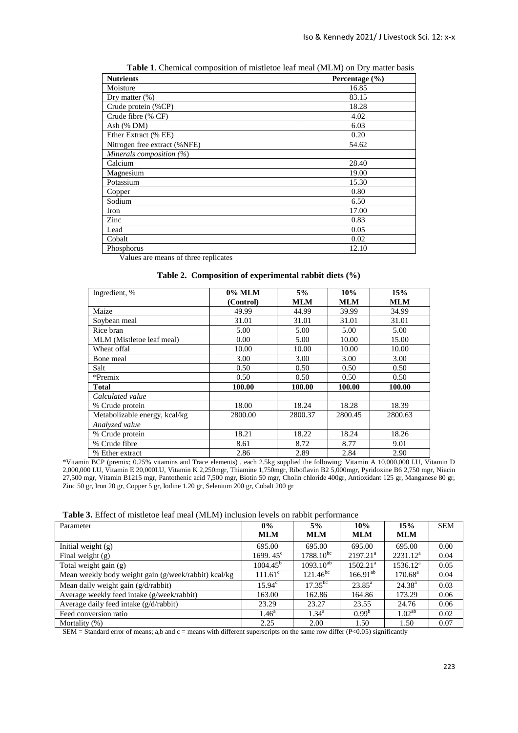**Table 1**. Chemical composition of mistletoe leaf meal (MLM) on Dry matter basis

| Nutrients | Percentage (%) |
|---|---|
| Moisture | 16.85 |
| Dry matter (%) | 83.15 |
| Crude protein (%CP) | 18.28 |
| Crude fibre (% CF) | 4.02 |
| Ash (% DM) | 6.03 |
| Ether Extract (% EE) | 0.20 |
| Nitrogen free extract (%NFE) | 54.62 |
| *Minerals composition (%)* | |
| Calcium | 28.40 |
| Magnesium | 19.00 |
| Potassium | 15.30 |
| Copper | 0.80 |
| Sodium | 6.50 |
| Iron | 17.00 |
| Zinc | 0.83 |
| Lead | 0.05 |
| Cobalt | 0.02 |
| Phosphorus | 12.10 |

Values are means of three replicates

**Table 2. Composition of experimental rabbit diets (%)**

| Ingredient, % | 0% MLM (Control) | 5% MLM | 10% MLM | 15% MLM |
|---|---|---|---|---|
| Maize | 49.99 | 44.99 | 39.99 | 34.99 |
| Soybean meal | 31.01 | 31.01 | 31.01 | 31.01 |
| Rice bran | 5.00 | 5.00 | 5.00 | 5.00 |
| MLM (Mistletoe leaf meal) | 0.00 | 5.00 | 10.00 | 15.00 |
| Wheat offal | 10.00 | 10.00 | 10.00 | 10.00 |
| Bone meal | 3.00 | 3.00 | 3.00 | 3.00 |
| Salt | 0.50 | 0.50 | 0.50 | 0.50 |
| *Premix | 0.50 | 0.50 | 0.50 | 0.50 |
| **Total** | **100.00** | **100.00** | **100.00** | **100.00** |
| *Calculated value* | | | | |
| % Crude protein | 18.00 | 18.24 | 18.28 | 18.39 |
| Metabolizable energy, kcal/kg | 2800.00 | 2800.37 | 2800.45 | 2800.63 |
| *Analyzed value* | | | | |
| % Crude protein | 18.21 | 18.22 | 18.24 | 18.26 |
| % Crude fibre | 8.61 | 8.72 | 8.77 | 9.01 |
| % Ether extract | 2.86 | 2.89 | 2.84 | 2.90 |

*Vitamin BCP (premix; 0.25% vitamins and Trace elements) , each 2.5kg supplied the following: Vitamin A 10,000,000 I.U, Vitamin D 2,000,000 I.U, Vitamin E 20,000I.U, Vitamin K 2,250mgr, Thiamine 1,750mgr, Riboflavin B2 5,000mgr, Pyridoxine B6 2,750 mgr, Niacin 27,500 mgr, Vitamin B1215 mgr, Pantothenic acid 7,500 mgr, Biotin 50 mgr, Cholin chloride 400gr, Antioxidant 125 gr, Manganese 80 gr, Zinc 50 gr, Iron 20 gr, Copper 5 gr, Iodine 1.20 gr, Selenium 200 gr, Cobalt 200 gr

**Table 3.** Effect of mistletoe leaf meal (MLM) inclusion levels on rabbit performance

| Parameter | 0% MLM | 5% MLM | 10% MLM | 15% MLM | SEM |
|---|---|---|---|---|---|
| Initial weight (g) | 695.00 | 695.00 | 695.00 | 695.00 | 0.00 |
| Final weight (g) | 1699. 45[c] | 1788.10[bc] | 2197.21[a] | 2231.12[a] | 0.04 |
| Total weight gain (g) | 1004.45[b] | 1093.10[ab] | 1502.21[a] | 1536.12[a] | 0.05 |
| Mean weekly body weight gain (g/week/rabbit) kcal/kg | 111.61[c] | 121.46[bc] | 166.91[ab] | 170.68[a] | 0.04 |
| Mean daily weight gain (g/d/rabbit) | 15.94[c] | 17.35[bc] | 23.85[a] | 24.38[a] | 0.03 |
| Average weekly feed intake (g/week/rabbit) | 163.00 | 162.86 | 164.86 | 173.29 | 0.06 |
| Average daily feed intake (g/d/rabbit) | 23.29 | 23.27 | 23.55 | 24.76 | 0.06 |
| Feed conversion ratio | 1.46[a] | 1.34[a] | 0.99[b] | 1.02[ab] | 0.02 |
| Mortality (%) | 2.25 | 2.00 | 1.50 | 1.50 | 0.07 |

SEM = Standard error of means; a,b and c = means with different superscripts on the same row differ ($P<0.05$) significantly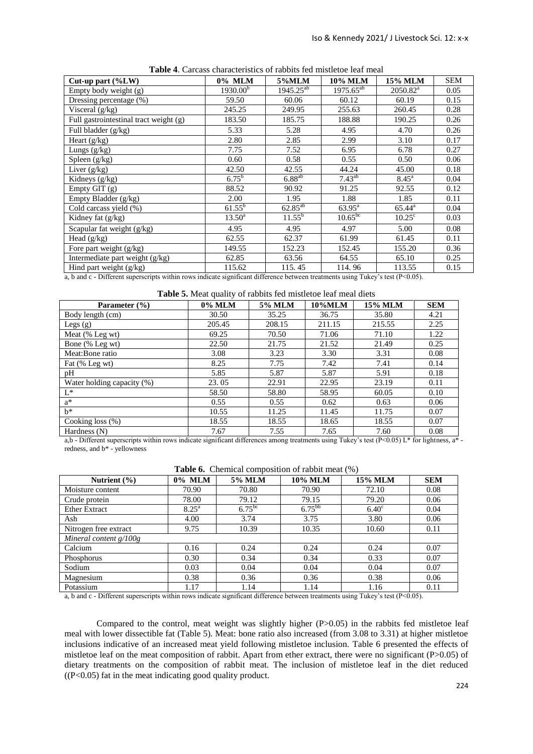**Table 4**. Carcass characteristics of rabbits fed mistletoe leaf meal

| Cut-up part (%LW) | 0% MLM | 5%MLM | 10% MLM | 15% MLM | SEM |
|---|---|---|---|---|---|
| Empty body weight (g) | 1930.00[b] | 1945.25[ab] | 1975.65[ab] | 2050.82[a] | 0.05 |
| Dressing percentage (%) | 59.50 | 60.06 | 60.12 | 60.19 | 0.15 |
| Visceral (g/kg) | 245.25 | 249.95 | 255.63 | 260.45 | 0.28 |
| Full gastrointestinal tract weight (g) | 183.50 | 185.75 | 188.88 | 190.25 | 0.26 |
| Full bladder (g/kg) | 5.33 | 5.28 | 4.95 | 4.70 | 0.26 |
| Heart (g/kg) | 2.80 | 2.85 | 2.99 | 3.10 | 0.17 |
| Lungs (g/kg) | 7.75 | 7.52 | 6.95 | 6.78 | 0.27 |
| Spleen (g/kg) | 0.60 | 0.58 | 0.55 | 0.50 | 0.06 |
| Liver (g/kg) | 42.50 | 42.55 | 44.24 | 45.00 | 0.18 |
| Kidneys (g/kg) | 6.75[b] | 6.88[ab] | 7.43[ab] | 8.45[a] | 0.04 |
| Empty GIT (g) | 88.52 | 90.92 | 91.25 | 92.55 | 0.12 |
| Empty Bladder (g/kg) | 2.00 | 1.95 | 1.88 | 1.85 | 0.11 |
| Cold carcass yield (%) | 61.55[b] | 62.85[ab] | 63.95[a] | 65.44[a] | 0.04 |
| Kidney fat (g/kg) | 13.50[a] | 11.55[b] | 10.65[bc] | 10.25[c] | 0.03 |
| Scapular fat weight (g/kg) | 4.95 | 4.95 | 4.97 | 5.00 | 0.08 |
| Head (g/kg) | 62.55 | 62.37 | 61.99 | 61.45 | 0.11 |
| Fore part weight (g/kg) | 149.55 | 152.23 | 152.45 | 155.20 | 0.36 |
| Intermediate part weight (g/kg) | 62.85 | 63.56 | 64.55 | 65.10 | 0.25 |
| Hind part weight (g/kg) | 115.62 | 115. 45 | 114. 96 | 113.55 | 0.15 |

a, b and c - Different superscripts within rows indicate significant difference between treatments using Tukey's test (P<0.05).

**Table 5.** Meat quality of rabbits fed mistletoe leaf meal diets

| Parameter (%) | 0% MLM | 5% MLM | 10%MLM | 15% MLM | SEM |
|---|---|---|---|---|---|
| Body length (cm) | 30.50 | 35.25 | 36.75 | 35.80 | 4.21 |
| Legs (g) | 205.45 | 208.15 | 211.15 | 215.55 | 2.25 |
| Meat (% Leg wt) | 69.25 | 70.50 | 71.06 | 71.10 | 1.22 |
| Bone (% Leg wt) | 22.50 | 21.75 | 21.52 | 21.49 | 0.25 |
| Meat:Bone ratio | 3.08 | 3.23 | 3.30 | 3.31 | 0.08 |
| Fat (% Leg wt) | 8.25 | 7.75 | 7.42 | 7.41 | 0.14 |
| pH | 5.85 | 5.87 | 5.87 | 5.91 | 0.18 |
| Water holding capacity (%) | 23. 05 | 22.91 | 22.95 | 23.19 | 0.11 |
| L* | 58.50 | 58.80 | 58.95 | 60.05 | 0.10 |
| a* | 0.55 | 0.55 | 0.62 | 0.63 | 0.06 |
| b* | 10.55 | 11.25 | 11.45 | 11.75 | 0.07 |
| Cooking loss (%) | 18.55 | 18.55 | 18.65 | 18.55 | 0.07 |
| Hardness (N) | 7.67 | 7.55 | 7.65 | 7.60 | 0.08 |

a,b - Different superscripts within rows indicate significant differences among treatments using Tukey's test (P<0.05) L* for lightness, a* - redness, and b* - yellowness

**Table 6.** Chemical composition of rabbit meat (%)

| Nutrient (%) | 0% MLM | 5% MLM | 10% MLM | 15% MLM | SEM |
|---|---|---|---|---|---|
| Moisture content | 70.90 | 70.80 | 70.90 | 72.10 | 0.08 |
| Crude protein | 78.00 | 79.12 | 79.15 | 79.20 | 0.06 |
| Ether Extract | 8.25[a] | 6.75[bc] | 6.75[bb] | 6.40[c] | 0.04 |
| Ash | 4.00 | 3.74 | 3.75 | 3.80 | 0.06 |
| Nitrogen free extract | 9.75 | 10.39 | 10.35 | 10.60 | 0.11 |
| *Mineral content g/100g* | | | | | |
| Calcium | 0.16 | 0.24 | 0.24 | 0.24 | 0.07 |
| Phosphorus | 0.30 | 0.34 | 0.34 | 0.33 | 0.07 |
| Sodium | 0.03 | 0.04 | 0.04 | 0.04 | 0.07 |
| Magnesium | 0.38 | 0.36 | 0.36 | 0.38 | 0.06 |
| Potassium | 1.17 | 1.14 | 1.14 | 1.16 | 0.11 |

a, b and c - Different superscripts within rows indicate significant difference between treatments using Tukey's test (P<0.05).

Compared to the control, meat weight was slightly higher (P>0.05) in the rabbits fed mistletoe leaf meal with lower dissectible fat (Table 5). Meat: bone ratio also increased (from 3.08 to 3.31) at higher mistletoe inclusions indicative of an increased meat yield following mistletoe inclusion. Table 6 presented the effects of mistletoe leaf on the meat composition of rabbit. Apart from ether extract, there were no significant (P>0.05) of dietary treatments on the composition of rabbit meat. The inclusion of mistletoe leaf in the diet reduced ((P<0.05) fat in the meat indicating good quality product.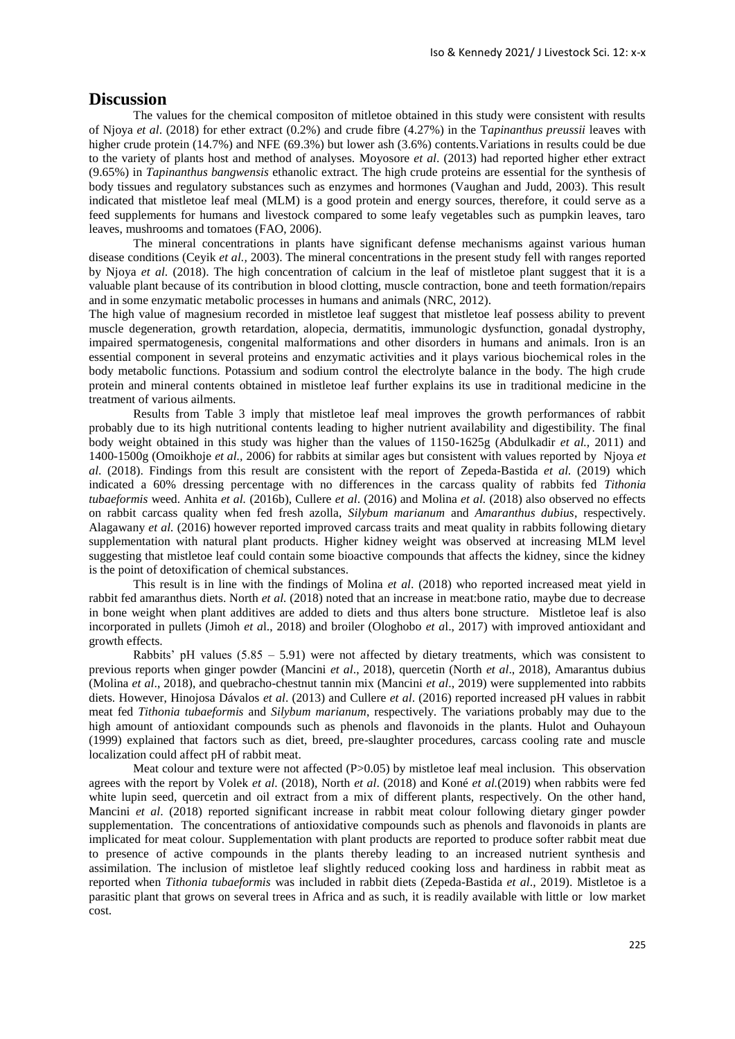# Discussion

The values for the chemical compositon of mitletoe obtained in this study were consistent with results of Njoya *et al*. (2018) for ether extract (0.2%) and crude fibre (4.27%) in the T*apinanthus preussii* leaves with higher crude protein (14.7%) and NFE (69.3%) but lower ash (3.6%) contents.Variations in results could be due to the variety of plants host and method of analyses. Moyosore *et al*. (2013) had reported higher ether extract (9.65%) in *Tapinanthus bangwensis* ethanolic extract. The high crude proteins are essential for the synthesis of body tissues and regulatory substances such as enzymes and hormones (Vaughan and Judd, 2003). This result indicated that mistletoe leaf meal (MLM) is a good protein and energy sources, therefore, it could serve as a feed supplements for humans and livestock compared to some leafy vegetables such as pumpkin leaves, taro leaves, mushrooms and tomatoes (FAO, 2006).

The mineral concentrations in plants have significant defense mechanisms against various human disease conditions (Ceyik *et al.,* 2003). The mineral concentrations in the present study fell with ranges reported by Njoya *et al.* (2018). The high concentration of calcium in the leaf of mistletoe plant suggest that it is a valuable plant because of its contribution in blood clotting, muscle contraction, bone and teeth formation/repairs and in some enzymatic metabolic processes in humans and animals (NRC, 2012).

The high value of magnesium recorded in mistletoe leaf suggest that mistletoe leaf possess ability to prevent muscle degeneration, growth retardation, alopecia, dermatitis, immunologic dysfunction, gonadal dystrophy, impaired spermatogenesis, congenital malformations and other disorders in humans and animals. Iron is an essential component in several proteins and enzymatic activities and it plays various biochemical roles in the body metabolic functions. Potassium and sodium control the electrolyte balance in the body. The high crude protein and mineral contents obtained in mistletoe leaf further explains its use in traditional medicine in the treatment of various ailments.

Results from Table 3 imply that mistletoe leaf meal improves the growth performances of rabbit probably due to its high nutritional contents leading to higher nutrient availability and digestibility. The final body weight obtained in this study was higher than the values of 1150-1625g (Abdulkadir *et al.,* 2011) and 1400-1500g (Omoikhoje *et al.,* 2006) for rabbits at similar ages but consistent with values reported by Njoya *et al.* (2018). Findings from this result are consistent with the report of Zepeda-Bastida *et al.* (2019) which indicated a 60% dressing percentage with no differences in the carcass quality of rabbits fed *Tithonia tubaeformis* weed. Anhita *et al.* (2016b), Cullere *et al*. (2016) and Molina *et al.* (2018) also observed no effects on rabbit carcass quality when fed fresh azolla, *Silybum marianum* and *Amaranthus dubius*, respectively. Alagawany *et al.* (2016) however reported improved carcass traits and meat quality in rabbits following dietary supplementation with natural plant products. Higher kidney weight was observed at increasing MLM level suggesting that mistletoe leaf could contain some bioactive compounds that affects the kidney, since the kidney is the point of detoxification of chemical substances.

This result is in line with the findings of Molina *et al*. (2018) who reported increased meat yield in rabbit fed amaranthus diets. North *et al.* (2018) noted that an increase in meat:bone ratio, maybe due to decrease in bone weight when plant additives are added to diets and thus alters bone structure. Mistletoe leaf is also incorporated in pullets (Jimoh *et a*l., 2018) and broiler (Ologhobo *et a*l., 2017) with improved antioxidant and growth effects.

Rabbits' pH values (5.85 – 5.91) were not affected by dietary treatments, which was consistent to previous reports when ginger powder (Mancini *et al*., 2018), quercetin (North *et al*., 2018), Amarantus dubius (Molina *et al*., 2018), and quebracho-chestnut tannin mix (Mancini *et al*., 2019) were supplemented into rabbits diets. However, Hinojosa Dávalos *et al*. (2013) and Cullere *et al*. (2016) reported increased pH values in rabbit meat fed *Tithonia tubaeformis* and *Silybum marianum*, respectively. The variations probably may due to the high amount of antioxidant compounds such as phenols and flavonoids in the plants. Hulot and Ouhayoun (1999) explained that factors such as diet, breed, pre-slaughter procedures, carcass cooling rate and muscle localization could affect pH of rabbit meat.

Meat colour and texture were not affected (P>0.05) by mistletoe leaf meal inclusion. This observation agrees with the report by Volek *et al.* (2018), North *et al*. (2018) and Koné *et al.*(2019) when rabbits were fed white lupin seed, quercetin and oil extract from a mix of different plants, respectively. On the other hand, Mancini *et al*. (2018) reported significant increase in rabbit meat colour following dietary ginger powder supplementation. The concentrations of antioxidative compounds such as phenols and flavonoids in plants are implicated for meat colour. Supplementation with plant products are reported to produce softer rabbit meat due to presence of active compounds in the plants thereby leading to an increased nutrient synthesis and assimilation. The inclusion of mistletoe leaf slightly reduced cooking loss and hardiness in rabbit meat as reported when *Tithonia tubaeformis* was included in rabbit diets (Zepeda-Bastida *et al*., 2019). Mistletoe is a parasitic plant that grows on several trees in Africa and as such, it is readily available with little or low market cost.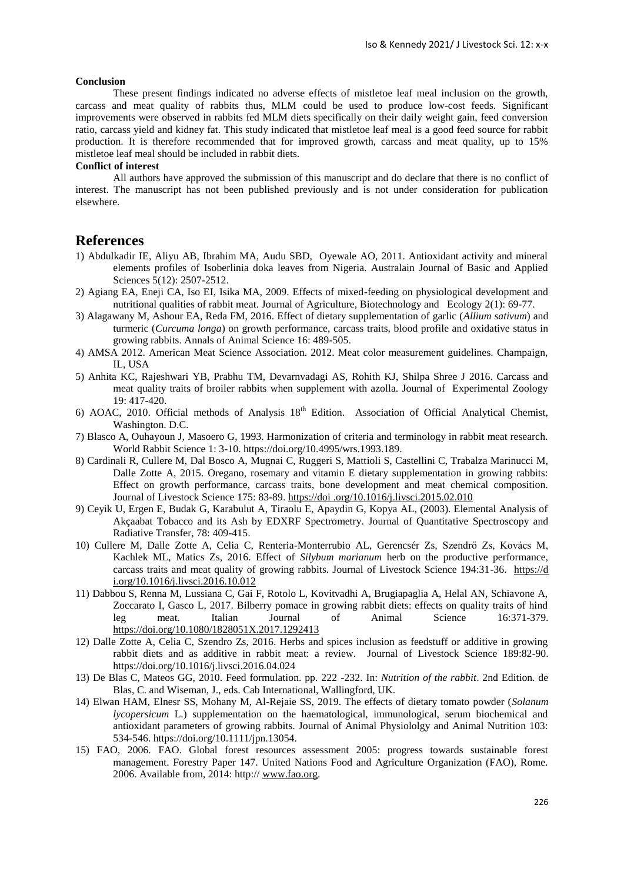**Conclusion**

These present findings indicated no adverse effects of mistletoe leaf meal inclusion on the growth, carcass and meat quality of rabbits thus, MLM could be used to produce low-cost feeds. Significant improvements were observed in rabbits fed MLM diets specifically on their daily weight gain, feed conversion ratio, carcass yield and kidney fat. This study indicated that mistletoe leaf meal is a good feed source for rabbit production. It is therefore recommended that for improved growth, carcass and meat quality, up to 15% mistletoe leaf meal should be included in rabbit diets.

**Conflict of interest**

All authors have approved the submission of this manuscript and do declare that there is no conflict of interest. The manuscript has not been published previously and is not under consideration for publication elsewhere.

# References

1) Abdulkadir IE, Aliyu AB, Ibrahim MA, Audu SBD, Oyewale AO, 2011. Antioxidant activity and mineral elements profiles of Isoberlinia doka leaves from Nigeria. Australain Journal of Basic and Applied Sciences 5(12): 2507-2512.
2) Agiang EA, Eneji CA, Iso EI, Isika MA, 2009. Effects of mixed-feeding on physiological development and nutritional qualities of rabbit meat. Journal of Agriculture, Biotechnology and Ecology 2(1): 69-77.
3) Alagawany M, Ashour EA, Reda FM, 2016. Effect of dietary supplementation of garlic (*Allium sativum*) and turmeric (*Curcuma longa*) on growth performance, carcass traits, blood profile and oxidative status in growing rabbits. Annals of Animal Science 16: 489-505.
4) AMSA 2012. American Meat Science Association. 2012. Meat color measurement guidelines. Champaign, IL, USA
5) Anhita KC, Rajeshwari YB, Prabhu TM, Devarnvadagi AS, Rohith KJ, Shilpa Shree J 2016. Carcass and meat quality traits of broiler rabbits when supplement with azolla. Journal of Experimental Zoology 19: 417-420.
6) AOAC, 2010. Official methods of Analysis 18th Edition. Association of Official Analytical Chemist, Washington. D.C.
7) Blasco A, Ouhayoun J, Masoero G, 1993. Harmonization of criteria and terminology in rabbit meat research. World Rabbit Science 1: 3-10. https://doi.org/10.4995/wrs.1993.189.
8) Cardinali R, Cullere M, Dal Bosco A, Mugnai C, Ruggeri S, Mattioli S, Castellini C, Trabalza Marinucci M, Dalle Zotte A, 2015. Oregano, rosemary and vitamin E dietary supplementation in growing rabbits: Effect on growth performance, carcass traits, bone development and meat chemical composition. Journal of Livestock Science 175: 83-89. https://doi .org/10.1016/j.livsci.2015.02.010
9) Ceyik U, Ergen E, Budak G, Karabulut A, Tiraolu E, Apaydin G, Kopya AL, (2003). Elemental Analysis of Akçaabat Tobacco and its Ash by EDXRF Spectrometry. Journal of Quantitative Spectroscopy and Radiative Transfer, 78: 409-415.
10) Cullere M, Dalle Zotte A, Celia C, Renteria-Monterrubio AL, Gerencsér Zs, Szendrő Zs, Kovács M, Kachlek ML, Matics Zs, 2016. Effect of *Silybum marianum* herb on the productive performance, carcass traits and meat quality of growing rabbits. Journal of Livestock Science 194:31-36. https://doi.org/10.1016/j.livsci.2016.10.012
11) Dabbou S, Renna M, Lussiana C, Gai F, Rotolo L, Kovitvadhi A, Brugiapaglia A, Helal AN, Schiavone A, Zoccarato I, Gasco L, 2017. Bilberry pomace in growing rabbit diets: effects on quality traits of hind leg meat. Italian Journal of Animal Science 16:371-379. https://doi.org/10.1080/1828051X.2017.1292413
12) Dalle Zotte A, Celia C, Szendro Zs, 2016. Herbs and spices inclusion as feedstuff or additive in growing rabbit diets and as additive in rabbit meat: a review. Journal of Livestock Science 189:82-90. https://doi.org/10.1016/j.livsci.2016.04.024
13) De Blas C, Mateos GG, 2010. Feed formulation. pp. 222 -232. In: *Nutrition of the rabbit*. 2nd Edition. de Blas, C. and Wiseman, J., eds. Cab International, Wallingford, UK.
14) Elwan HAM, Elnesr SS, Mohany M, Al-Rejaie SS, 2019. The effects of dietary tomato powder (*Solanum lycopersicum* L.) supplementation on the haematological, immunological, serum biochemical and antioxidant parameters of growing rabbits. Journal of Animal Physiololgy and Animal Nutrition 103: 534-546. https://doi.org/10.1111/jpn.13054.
15) FAO, 2006. FAO. Global forest resources assessment 2005: progress towards sustainable forest management. Forestry Paper 147. United Nations Food and Agriculture Organization (FAO), Rome. 2006. Available from, 2014: http:// www.fao.org.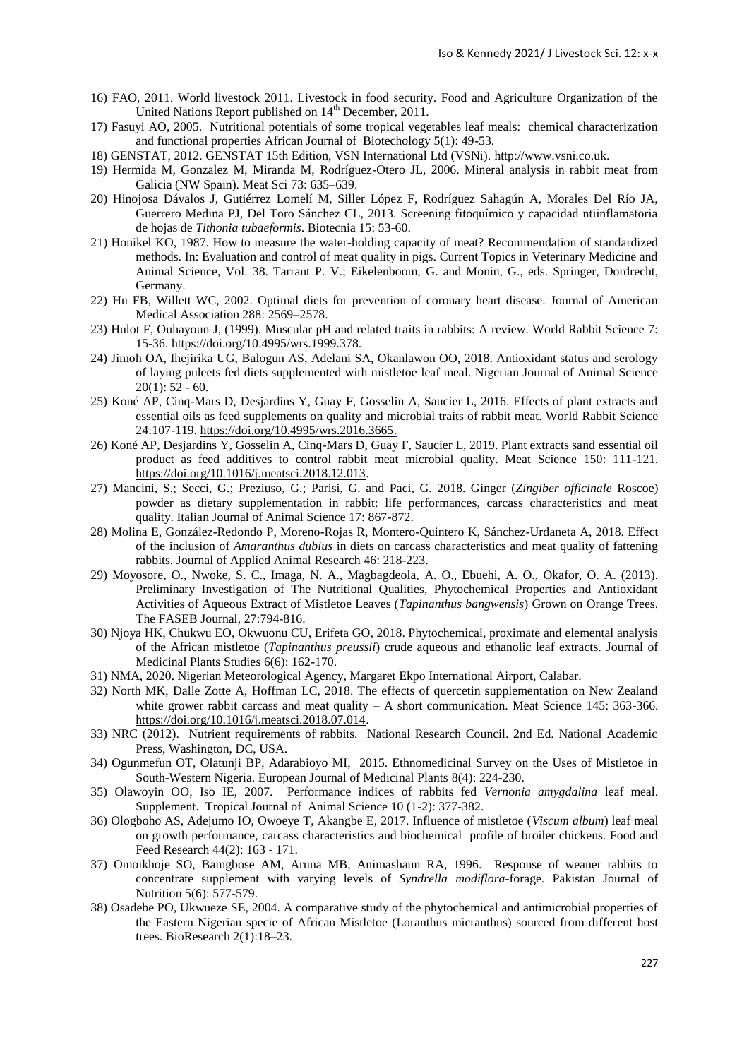16) FAO, 2011. World livestock 2011. Livestock in food security. Food and Agriculture Organization of the United Nations Report published on 14th December, 2011.
17) Fasuyi AO, 2005. Nutritional potentials of some tropical vegetables leaf meals: chemical characterization and functional properties African Journal of Biotechology 5(1): 49-53.
18) GENSTAT, 2012. GENSTAT 15th Edition, VSN International Ltd (VSNi). http://www.vsni.co.uk.
19) Hermida M, Gonzalez M, Miranda M, Rodríguez-Otero JL, 2006. Mineral analysis in rabbit meat from Galicia (NW Spain). Meat Sci 73: 635–639.
20) Hinojosa Dávalos J, Gutiérrez Lomelí M, Siller López F, Rodríguez Sahagún A, Morales Del Río JA, Guerrero Medina PJ, Del Toro Sánchez CL, 2013. Screening fitoquímico y capacidad ntiinflamatoria de hojas de *Tithonia tubaeformis*. Biotecnia 15: 53-60.
21) Honikel KO, 1987. How to measure the water-holding capacity of meat? Recommendation of standardized methods. In: Evaluation and control of meat quality in pigs. Current Topics in Veterinary Medicine and Animal Science, Vol. 38. Tarrant P. V.; Eikelenboom, G. and Monin, G., eds. Springer, Dordrecht, Germany.
22) Hu FB, Willett WC, 2002. Optimal diets for prevention of coronary heart disease. Journal of American Medical Association 288: 2569–2578.
23) Hulot F, Ouhayoun J, (1999). Muscular pH and related traits in rabbits: A review. World Rabbit Science 7: 15-36. https://doi.org/10.4995/wrs.1999.378.
24) Jimoh OA, Ihejirika UG, Balogun AS, Adelani SA, Okanlawon OO, 2018. Antioxidant status and serology of laying puleets fed diets supplemented with mistletoe leaf meal. Nigerian Journal of Animal Science 20(1): 52 - 60.
25) Koné AP, Cinq-Mars D, Desjardins Y, Guay F, Gosselin A, Saucier L, 2016. Effects of plant extracts and essential oils as feed supplements on quality and microbial traits of rabbit meat. World Rabbit Science 24:107-119. https://doi.org/10.4995/wrs.2016.3665.
26) Koné AP, Desjardins Y, Gosselin A, Cinq-Mars D, Guay F, Saucier L, 2019. Plant extracts sand essential oil product as feed additives to control rabbit meat microbial quality. Meat Science 150: 111-121. https://doi.org/10.1016/j.meatsci.2018.12.013.
27) Mancini, S.; Secci, G.; Preziuso, G.; Parisi, G. and Paci, G. 2018. Ginger (*Zingiber officinale* Roscoe) powder as dietary supplementation in rabbit: life performances, carcass characteristics and meat quality. Italian Journal of Animal Science 17: 867-872.
28) Molina E, González-Redondo P, Moreno-Rojas R, Montero-Quintero K, Sánchez-Urdaneta A, 2018. Effect of the inclusion of *Amaranthus dubius* in diets on carcass characteristics and meat quality of fattening rabbits. Journal of Applied Animal Research 46: 218-223.
29) Moyosore, O., Nwoke, S. C., Imaga, N. A., Magbagdeola, A. O., Ebuehi, A. O., Okafor, O. A. (2013). Preliminary Investigation of The Nutritional Qualities, Phytochemical Properties and Antioxidant Activities of Aqueous Extract of Mistletoe Leaves (*Tapinanthus bangwensis*) Grown on Orange Trees. The FASEB Journal, 27:794-816.
30) Njoya HK, Chukwu EO, Okwuonu CU, Erifeta GO, 2018. Phytochemical, proximate and elemental analysis of the African mistletoe (*Tapinanthus preussii*) crude aqueous and ethanolic leaf extracts. Journal of Medicinal Plants Studies 6(6): 162-170.
31) NMA, 2020. Nigerian Meteorological Agency, Margaret Ekpo International Airport, Calabar.
32) North MK, Dalle Zotte A, Hoffman LC, 2018. The effects of quercetin supplementation on New Zealand white grower rabbit carcass and meat quality – A short communication. Meat Science 145: 363-366. https://doi.org/10.1016/j.meatsci.2018.07.014.
33) NRC (2012). Nutrient requirements of rabbits. National Research Council. 2nd Ed. National Academic Press, Washington, DC, USA.
34) Ogunmefun OT, Olatunji BP, Adarabioyo MI, 2015. Ethnomedicinal Survey on the Uses of Mistletoe in South-Western Nigeria. European Journal of Medicinal Plants 8(4): 224-230.
35) Olawoyin OO, Iso IE, 2007. Performance indices of rabbits fed *Vernonia amygdalina* leaf meal. Supplement. Tropical Journal of Animal Science 10 (1-2): 377-382.
36) Ologboho AS, Adejumo IO, Owoeye T, Akangbe E, 2017. Influence of mistletoe (*Viscum album*) leaf meal on growth performance, carcass characteristics and biochemical profile of broiler chickens. Food and Feed Research 44(2): 163 - 171.
37) Omoikhoje SO, Bamgbose AM, Aruna MB, Animashaun RA, 1996. Response of weaner rabbits to concentrate supplement with varying levels of *Syndrella modiflora*-forage. Pakistan Journal of Nutrition 5(6): 577-579.
38) Osadebe PO, Ukwueze SE, 2004. A comparative study of the phytochemical and antimicrobial properties of the Eastern Nigerian specie of African Mistletoe (Loranthus micranthus) sourced from different host trees. BioResearch 2(1):18–23.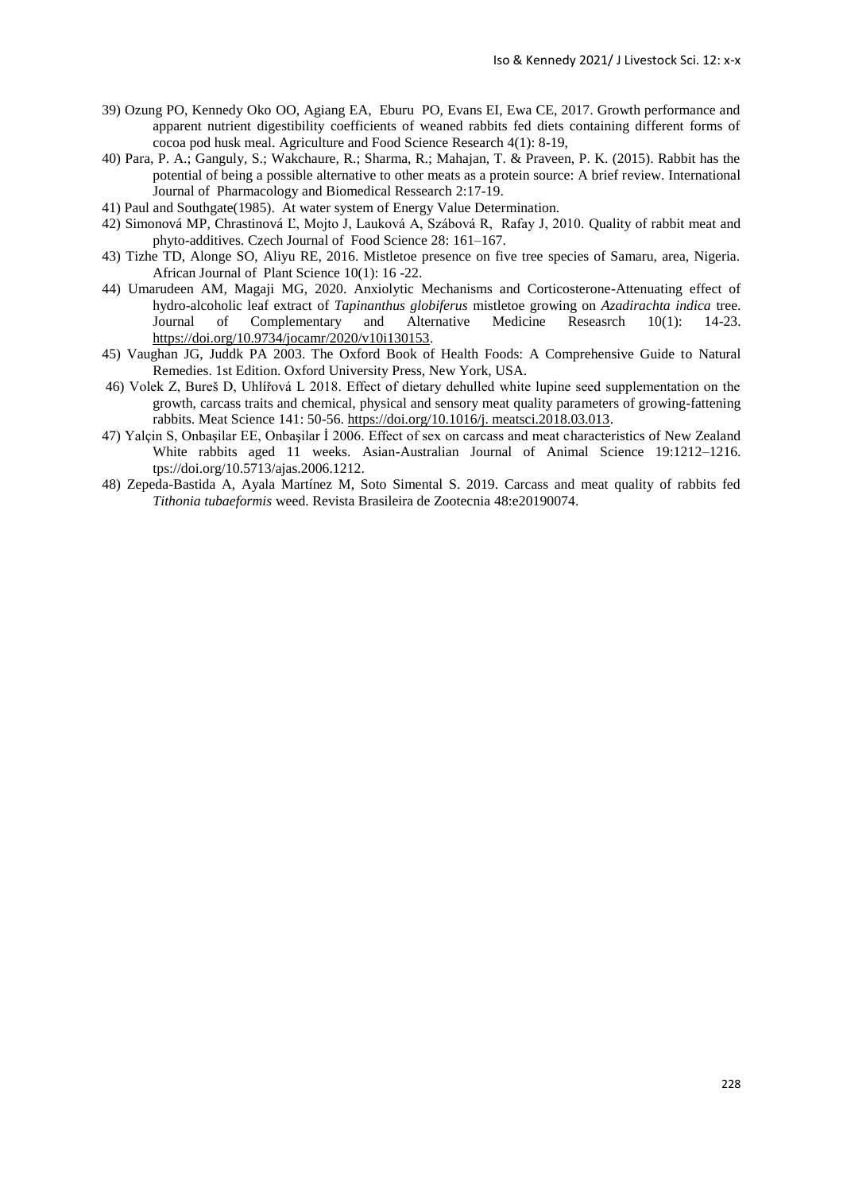39) Ozung PO, Kennedy Oko OO, Agiang EA, Eburu PO, Evans EI, Ewa CE, 2017. Growth performance and apparent nutrient digestibility coefficients of weaned rabbits fed diets containing different forms of cocoa pod husk meal. Agriculture and Food Science Research 4(1): 8-19,

40) Para, P. A.; Ganguly, S.; Wakchaure, R.; Sharma, R.; Mahajan, T. & Praveen, P. K. (2015). Rabbit has the potential of being a possible alternative to other meats as a protein source: A brief review. International Journal of Pharmacology and Biomedical Ressearch 2:17-19.

41) Paul and Southgate(1985). At water system of Energy Value Determination.

42) Simonová MP, Chrastinová Ľ, Mojto J, Lauková A, Szábová R, Rafay J, 2010. Quality of rabbit meat and phyto-additives. Czech Journal of Food Science 28: 161–167.

43) Tizhe TD, Alonge SO, Aliyu RE, 2016. Mistletoe presence on five tree species of Samaru, area, Nigeria. African Journal of Plant Science 10(1): 16 -22.

44) Umarudeen AM, Magaji MG, 2020. Anxiolytic Mechanisms and Corticosterone-Attenuating effect of hydro-alcoholic leaf extract of *Tapinanthus globiferus* mistletoe growing on *Azadirachta indica* tree. Journal of Complementary and Alternative Medicine Reseasrch 10(1): 14-23. https://doi.org/10.9734/jocamr/2020/v10i130153.

45) Vaughan JG, Juddk PA 2003. The Oxford Book of Health Foods: A Comprehensive Guide to Natural Remedies. 1st Edition. Oxford University Press, New York, USA.

46) Volek Z, Bureš D, Uhlířová L 2018. Effect of dietary dehulled white lupine seed supplementation on the growth, carcass traits and chemical, physical and sensory meat quality parameters of growing-fattening rabbits. Meat Science 141: 50-56. https://doi.org/10.1016/j. meatsci.2018.03.013.

47) Yalçin S, Onbaşilar EE, Onbaşilar İ 2006. Effect of sex on carcass and meat characteristics of New Zealand White rabbits aged 11 weeks. Asian-Australian Journal of Animal Science 19:1212–1216. tps://doi.org/10.5713/ajas.2006.1212.

48) Zepeda-Bastida A, Ayala Martínez M, Soto Simental S. 2019. Carcass and meat quality of rabbits fed *Tithonia tubaeformis* weed. Revista Brasileira de Zootecnia 48:e20190074.